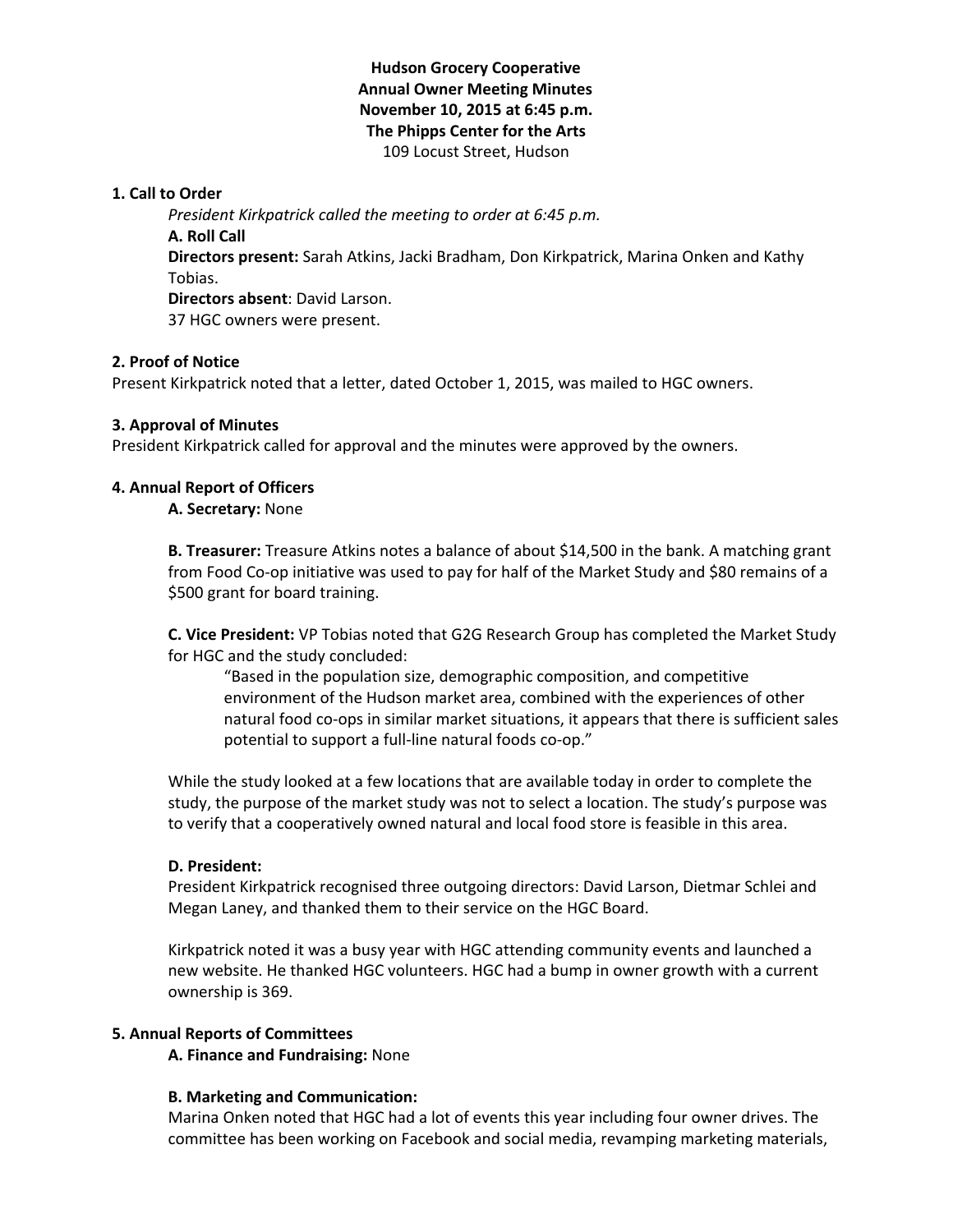**Hudson Grocery Cooperative**
**Annual Owner Meeting Minutes**
**November 10, 2015 at 6:45 p.m.**
**The Phipps Center for the Arts**
109 Locust Street, Hudson

**1. Call to Order**

*President Kirkpatrick called the meeting to order at 6:45 p.m.*

**A. Roll Call**

**Directors present:** Sarah Atkins, Jacki Bradham, Don Kirkpatrick, Marina Onken and Kathy Tobias.

**Directors absent**: David Larson.

37 HGC owners were present.

**2. Proof of Notice**

Present Kirkpatrick noted that a letter, dated October 1, 2015, was mailed to HGC owners.

**3. Approval of Minutes**

President Kirkpatrick called for approval and the minutes were approved by the owners.

**4. Annual Report of Officers**

**A. Secretary:** None

**B. Treasurer:** Treasure Atkins notes a balance of about $14,500 in the bank. A matching grant from Food Co-op initiative was used to pay for half of the Market Study and $80 remains of a $500 grant for board training.

**C. Vice President:** VP Tobias noted that G2G Research Group has completed the Market Study for HGC and the study concluded:

> "Based in the population size, demographic composition, and competitive environment of the Hudson market area, combined with the experiences of other natural food co-ops in similar market situations, it appears that there is sufficient sales potential to support a full-line natural foods co-op."

While the study looked at a few locations that are available today in order to complete the study, the purpose of the market study was not to select a location. The study's purpose was to verify that a cooperatively owned natural and local food store is feasible in this area.

**D. President:**

President Kirkpatrick recognised three outgoing directors: David Larson, Dietmar Schlei and Megan Laney, and thanked them to their service on the HGC Board.

Kirkpatrick noted it was a busy year with HGC attending community events and launched a new website. He thanked HGC volunteers. HGC had a bump in owner growth with a current ownership is 369.

**5. Annual Reports of Committees**

**A. Finance and Fundraising:** None

**B. Marketing and Communication:**

Marina Onken noted that HGC had a lot of events this year including four owner drives. The committee has been working on Facebook and social media, revamping marketing materials,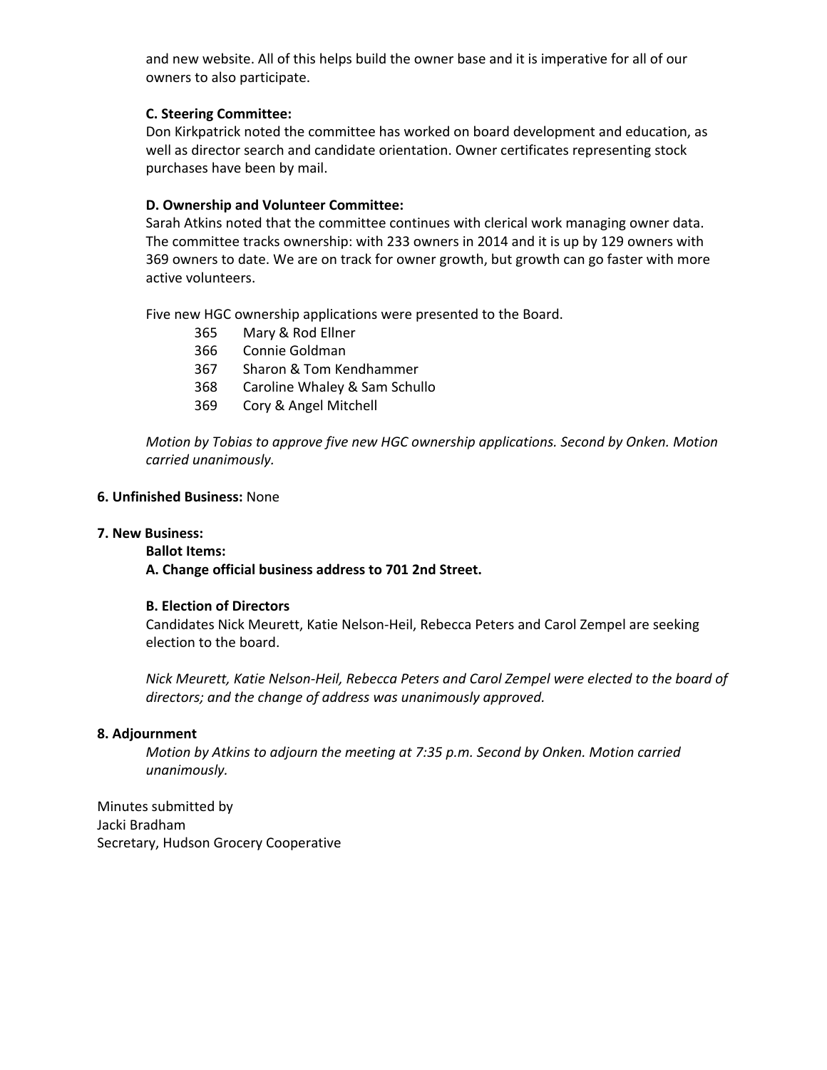and new website. All of this helps build the owner base and it is imperative for all of our owners to also participate.

**C. Steering Committee:**

Don Kirkpatrick noted the committee has worked on board development and education, as well as director search and candidate orientation. Owner certificates representing stock purchases have been by mail.

**D. Ownership and Volunteer Committee:**

Sarah Atkins noted that the committee continues with clerical work managing owner data. The committee tracks ownership: with 233 owners in 2014 and it is up by 129 owners with 369 owners to date. We are on track for owner growth, but growth can go faster with more active volunteers.

Five new HGC ownership applications were presented to the Board.

- 365 Mary & Rod Ellner
- 366 Connie Goldman
- 367 Sharon & Tom Kendhammer
- 368 Caroline Whaley & Sam Schullo
- 369 Cory & Angel Mitchell

*Motion by Tobias to approve five new HGC ownership applications. Second by Onken. Motion carried unanimously.*

**6. Unfinished Business:** None

**7. New Business:**

**Ballot Items:**

**A. Change official business address to 701 2nd Street.**

**B. Election of Directors**

Candidates Nick Meurett, Katie Nelson-Heil, Rebecca Peters and Carol Zempel are seeking election to the board.

*Nick Meurett, Katie Nelson-Heil, Rebecca Peters and Carol Zempel were elected to the board of directors; and the change of address was unanimously approved.*

**8. Adjournment**

*Motion by Atkins to adjourn the meeting at 7:35 p.m. Second by Onken. Motion carried unanimously.*

Minutes submitted by
Jacki Bradham
Secretary, Hudson Grocery Cooperative